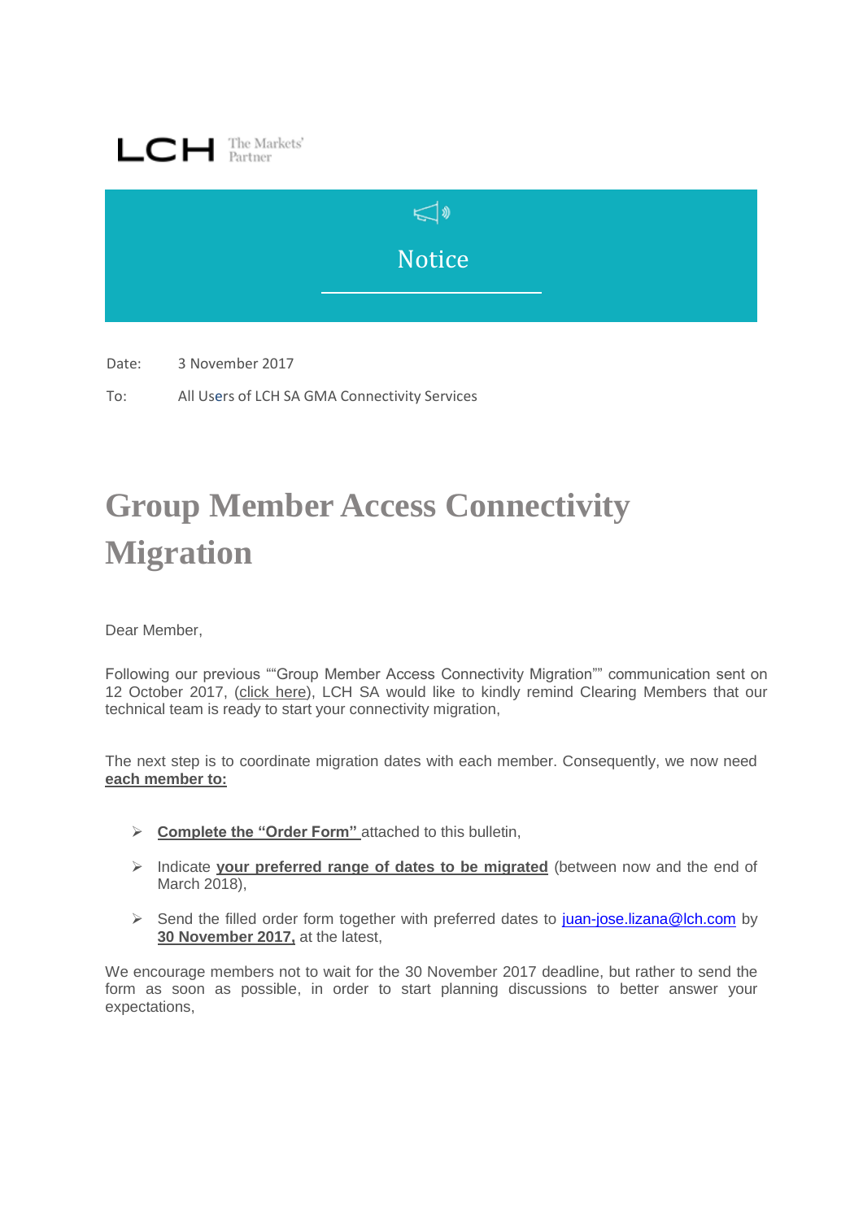LCH The Markets' Partner

Notice

Date: 3 November 2017

To: All Users of LCH SA GMA Connectivity Services

# Group Member Access Connectivity Migration

Dear Member,

Following our previous ""Group Member Access Connectivity Migration"" communication sent on 12 October 2017, (click here), LCH SA would like to kindly remind Clearing Members that our technical team is ready to start your connectivity migration,

The next step is to coordinate migration dates with each member. Consequently, we now need **each member to:**

- **Complete the "Order Form"** attached to this bulletin,
- Indicate **your preferred range of dates to be migrated** (between now and the end of March 2018),
- Send the filled order form together with preferred dates to juan-jose.lizana@lch.com by **30 November 2017,** at the latest,

We encourage members not to wait for the 30 November 2017 deadline, but rather to send the form as soon as possible, in order to start planning discussions to better answer your expectations,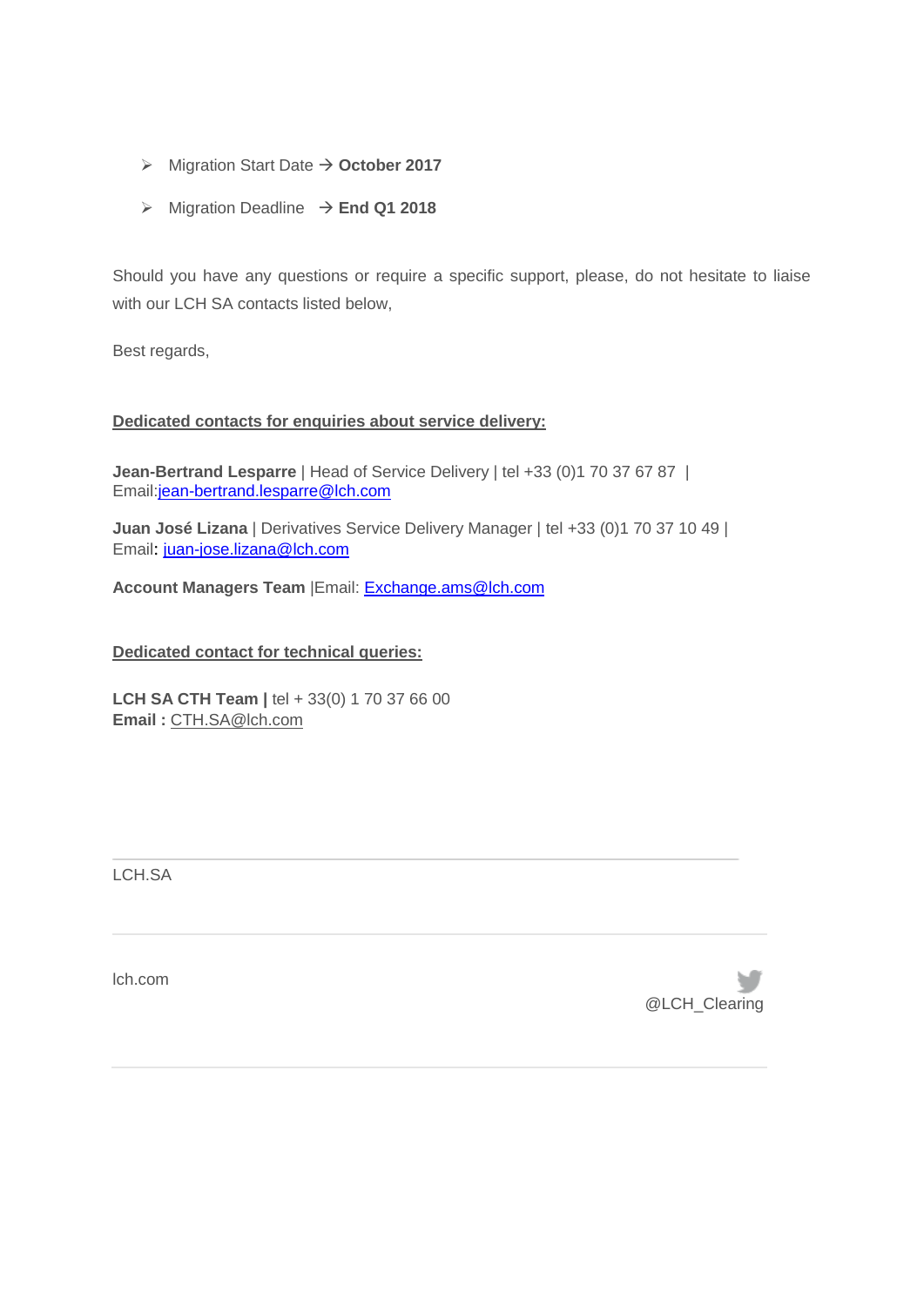- Migration Start Date → **October 2017**
- Migration Deadline → **End Q1 2018**

Should you have any questions or require a specific support, please, do not hesitate to liaise with our LCH SA contacts listed below,

Best regards,

**Dedicated contacts for enquiries about service delivery:**

**Jean-Bertrand Lesparre** | Head of Service Delivery | tel +33 (0)1 70 37 67 87 | Email:jean-bertrand.lesparre@lch.com

**Juan José Lizana** | Derivatives Service Delivery Manager | tel +33 (0)1 70 37 10 49 | Email**:** juan-jose.lizana@lch.com

**Account Managers Team** |Email: Exchange.ams@lch.com

**Dedicated contact for technical queries:**

**LCH SA CTH Team |** tel + 33(0) 1 70 37 66 00
**Email :** CTH.SA@lch.com

---

LCH.SA

---

lch.com

@LCH_Clearing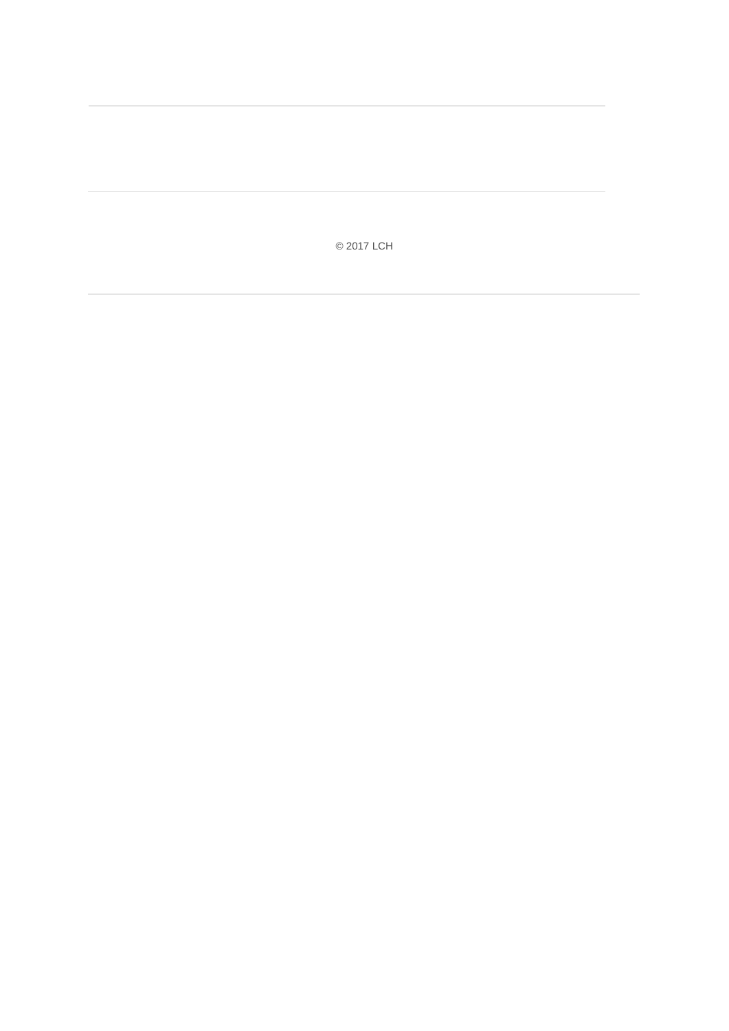© 2017 LCH